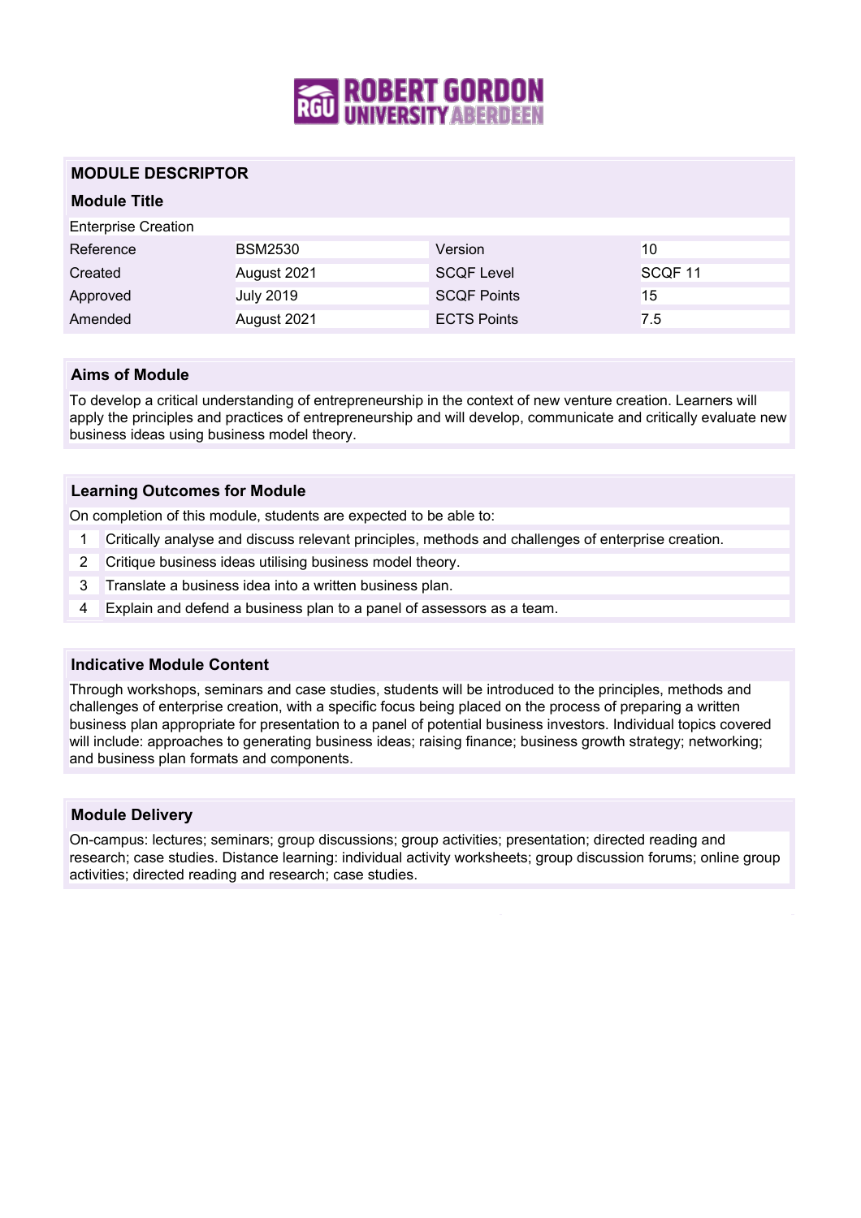# MODULE DESCRIPTOR

## Module Title

Enterprise Creation

| Reference | BSM2530 | Version | 10 |
|---|---|---|---|
| Created | August 2021 | SCQF Level | SCQF 11 |
| Approved | July 2019 | SCQF Points | 15 |
| Amended | August 2021 | ECTS Points | 7.5 |

## Aims of Module

To develop a critical understanding of entrepreneurship in the context of new venture creation. Learners will apply the principles and practices of entrepreneurship and will develop, communicate and critically evaluate new business ideas using business model theory.

## Learning Outcomes for Module

On completion of this module, students are expected to be able to:

1. Critically analyse and discuss relevant principles, methods and challenges of enterprise creation.
2. Critique business ideas utilising business model theory.
3. Translate a business idea into a written business plan.
4. Explain and defend a business plan to a panel of assessors as a team.

## Indicative Module Content

Through workshops, seminars and case studies, students will be introduced to the principles, methods and challenges of enterprise creation, with a specific focus being placed on the process of preparing a written business plan appropriate for presentation to a panel of potential business investors. Individual topics covered will include: approaches to generating business ideas; raising finance; business growth strategy; networking; and business plan formats and components.

## Module Delivery

On-campus: lectures; seminars; group discussions; group activities; presentation; directed reading and research; case studies. Distance learning: individual activity worksheets; group discussion forums; online group activities; directed reading and research; case studies.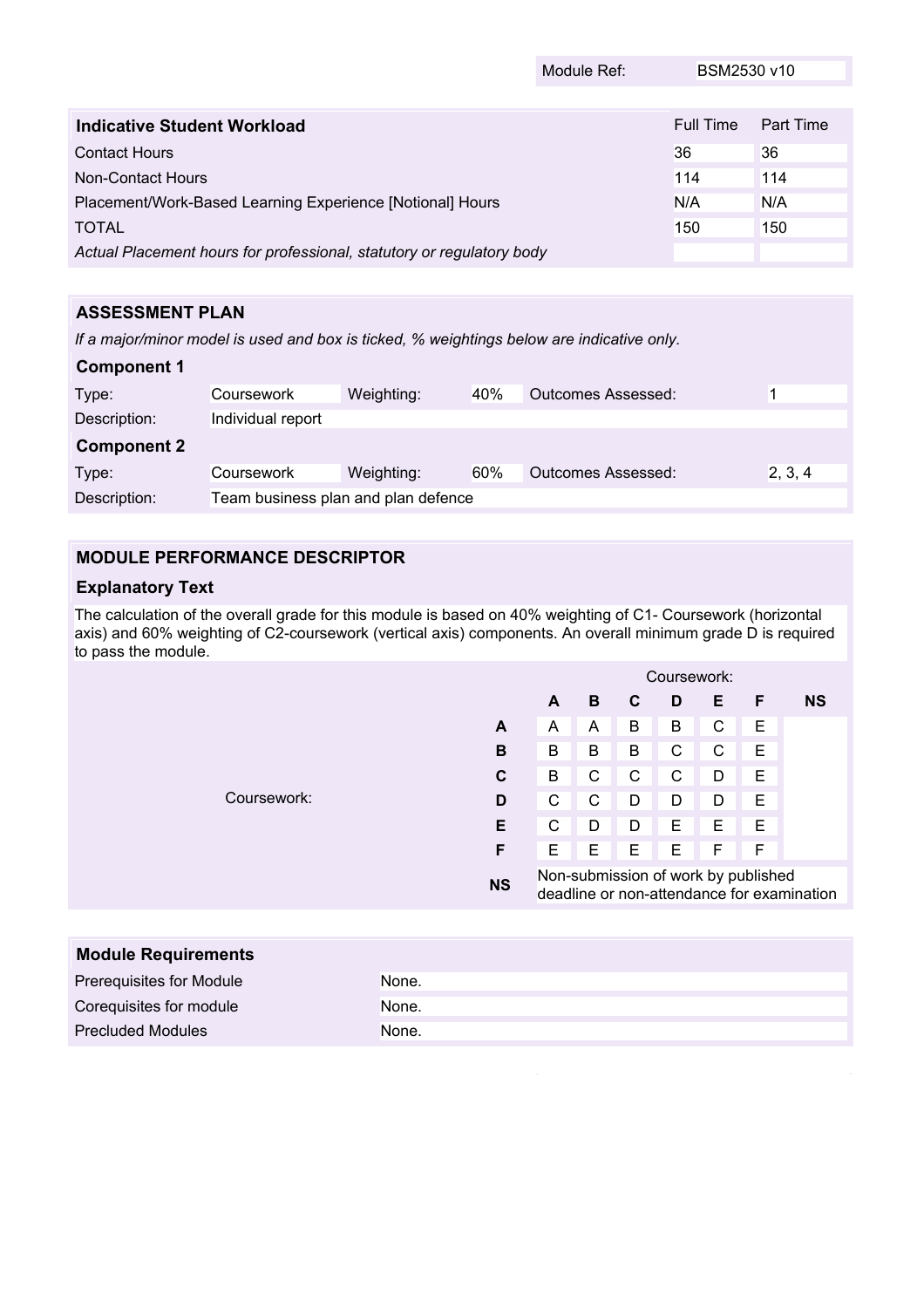| Module Ref: | BSM2530 v10 |
|---|---|

| Indicative Student Workload | Full Time | Part Time |
|---|---|---|
| Contact Hours | 36 | 36 |
| Non-Contact Hours | 114 | 114 |
| Placement/Work-Based Learning Experience [Notional] Hours | N/A | N/A |
| TOTAL | 150 | 150 |
| *Actual Placement hours for professional, statutory or regulatory body* | | |

## ASSESSMENT PLAN

*If a major/minor model is used and box is ticked, % weightings below are indicative only.*

### Component 1

| Type: | Coursework | Weighting: | 40% | Outcomes Assessed: | 1 |
|---|---|---|---|---|---|
| Description: | Individual report | | | | |

### Component 2

| Type: | Coursework | Weighting: | 60% | Outcomes Assessed: | 2, 3, 4 |
|---|---|---|---|---|---|
| Description: | Team business plan and plan defence | | | | |

## MODULE PERFORMANCE DESCRIPTOR

### Explanatory Text

The calculation of the overall grade for this module is based on 40% weighting of C1- Coursework (horizontal axis) and 60% weighting of C2-coursework (vertical axis) components. An overall minimum grade D is required to pass the module.

| | | Coursework: | | | | | | |
|---|---|---|---|---|---|---|---|---|
| | | **A** | **B** | **C** | **D** | **E** | **F** | **NS** |
| Coursework: | **A** | A | A | B | B | C | E | |
| | **B** | B | B | B | C | C | E | |
| | **C** | B | C | C | C | D | E | |
| | **D** | C | C | D | D | D | E | |
| | **E** | C | D | D | E | E | E | |
| | **F** | E | E | E | E | F | F | |
| | **NS** | Non-submission of work by published deadline or non-attendance for examination | | | | | | |

## Module Requirements

| | |
|---|---|
| Prerequisites for Module | None. |
| Corequisites for module | None. |
| Precluded Modules | None. |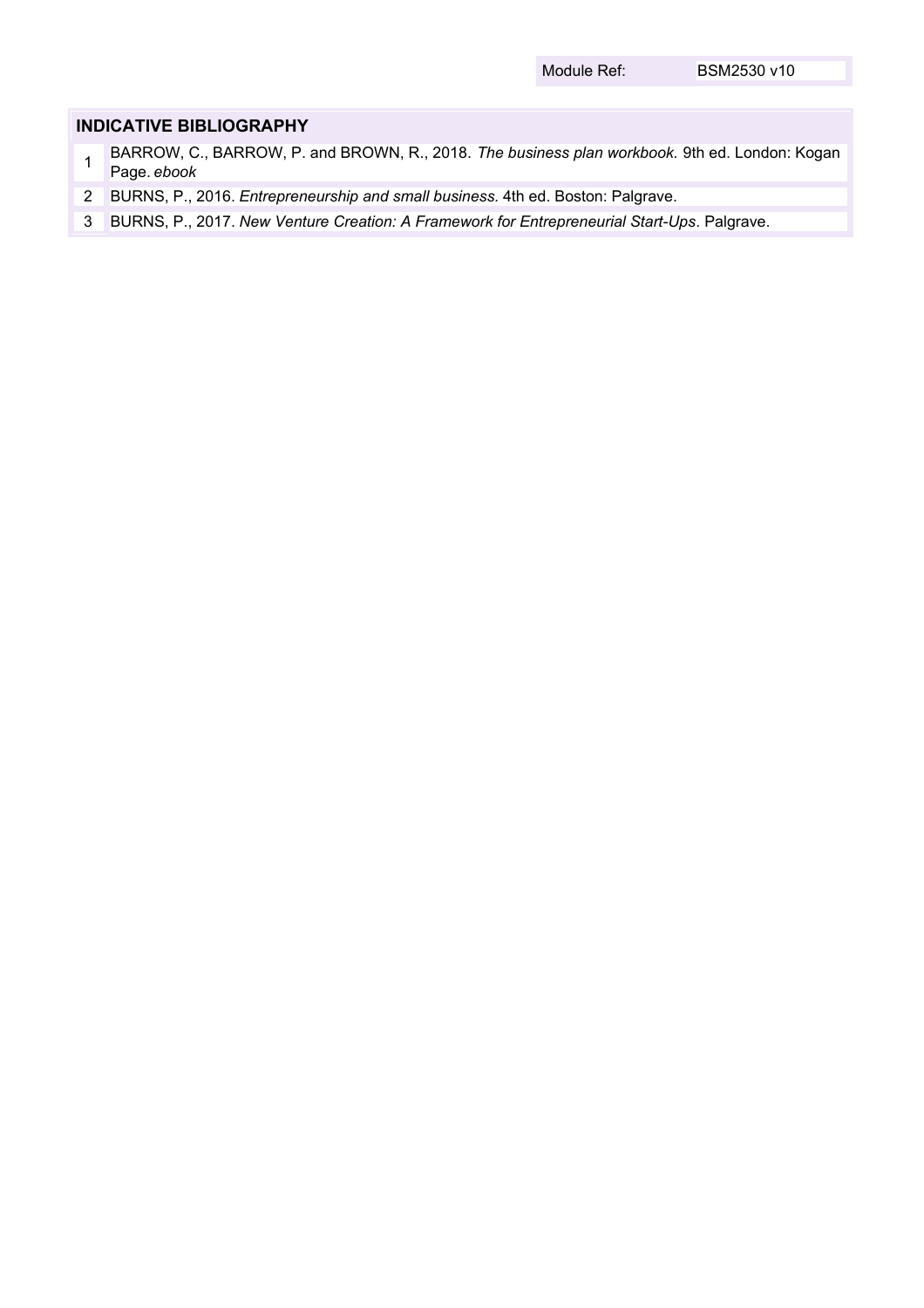## INDICATIVE BIBLIOGRAPHY

1. BARROW, C., BARROW, P. and BROWN, R., 2018. *The business plan workbook.* 9th ed. London: Kogan Page. *ebook*
2. BURNS, P., 2016. *Entrepreneurship and small business.* 4th ed. Boston: Palgrave.
3. BURNS, P., 2017. *New Venture Creation: A Framework for Entrepreneurial Start-Ups*. Palgrave.